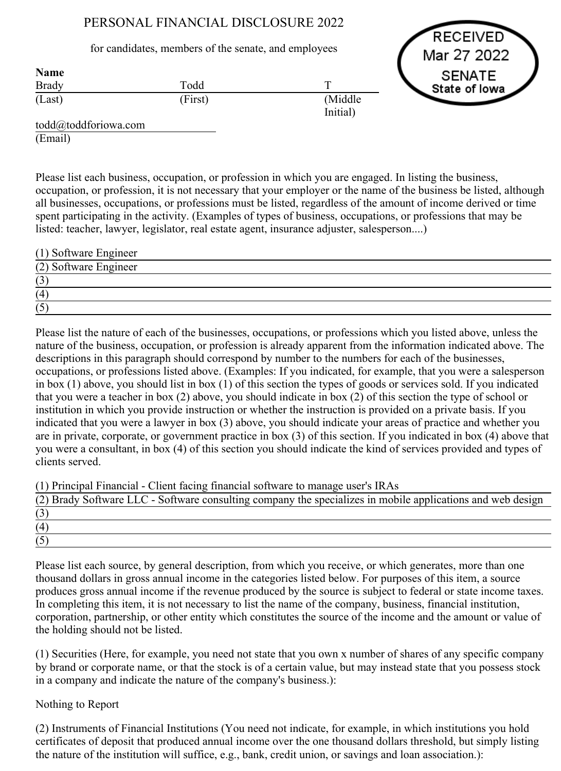# PERSONAL FINANCIAL DISCLOSURE 2022

for candidates, members of the senate, and employees

RECEIVED
Mar 27 2022
SENATE
State of Iowa

**Name**

| Brady | Todd | T |
|---|---|---|
| (Last) | (First) | (Middle Initial) |

todd@toddforiowa.com
(Email)

Please list each business, occupation, or profession in which you are engaged. In listing the business, occupation, or profession, it is not necessary that your employer or the name of the business be listed, although all businesses, occupations, or professions must be listed, regardless of the amount of income derived or time spent participating in the activity. (Examples of types of business, occupations, or professions that may be listed: teacher, lawyer, legislator, real estate agent, insurance adjuster, salesperson....)

(1) Software Engineer
(2) Software Engineer
(3)
(4)
(5)

Please list the nature of each of the businesses, occupations, or professions which you listed above, unless the nature of the business, occupation, or profession is already apparent from the information indicated above. The descriptions in this paragraph should correspond by number to the numbers for each of the businesses, occupations, or professions listed above. (Examples: If you indicated, for example, that you were a salesperson in box (1) above, you should list in box (1) of this section the types of goods or services sold. If you indicated that you were a teacher in box (2) above, you should indicate in box (2) of this section the type of school or institution in which you provide instruction or whether the instruction is provided on a private basis. If you indicated that you were a lawyer in box (3) above, you should indicate your areas of practice and whether you are in private, corporate, or government practice in box (3) of this section. If you indicated in box (4) above that you were a consultant, in box (4) of this section you should indicate the kind of services provided and types of clients served.

(1) Principal Financial - Client facing financial software to manage user's IRAs
(2) Brady Software LLC - Software consulting company the specializes in mobile applications and web design
(3)
(4)
(5)

Please list each source, by general description, from which you receive, or which generates, more than one thousand dollars in gross annual income in the categories listed below. For purposes of this item, a source produces gross annual income if the revenue produced by the source is subject to federal or state income taxes. In completing this item, it is not necessary to list the name of the company, business, financial institution, corporation, partnership, or other entity which constitutes the source of the income and the amount or value of the holding should not be listed.

(1) Securities (Here, for example, you need not state that you own x number of shares of any specific company by brand or corporate name, or that the stock is of a certain value, but may instead state that you possess stock in a company and indicate the nature of the company's business.):

Nothing to Report

(2) Instruments of Financial Institutions (You need not indicate, for example, in which institutions you hold certificates of deposit that produced annual income over the one thousand dollars threshold, but simply listing the nature of the institution will suffice, e.g., bank, credit union, or savings and loan association.):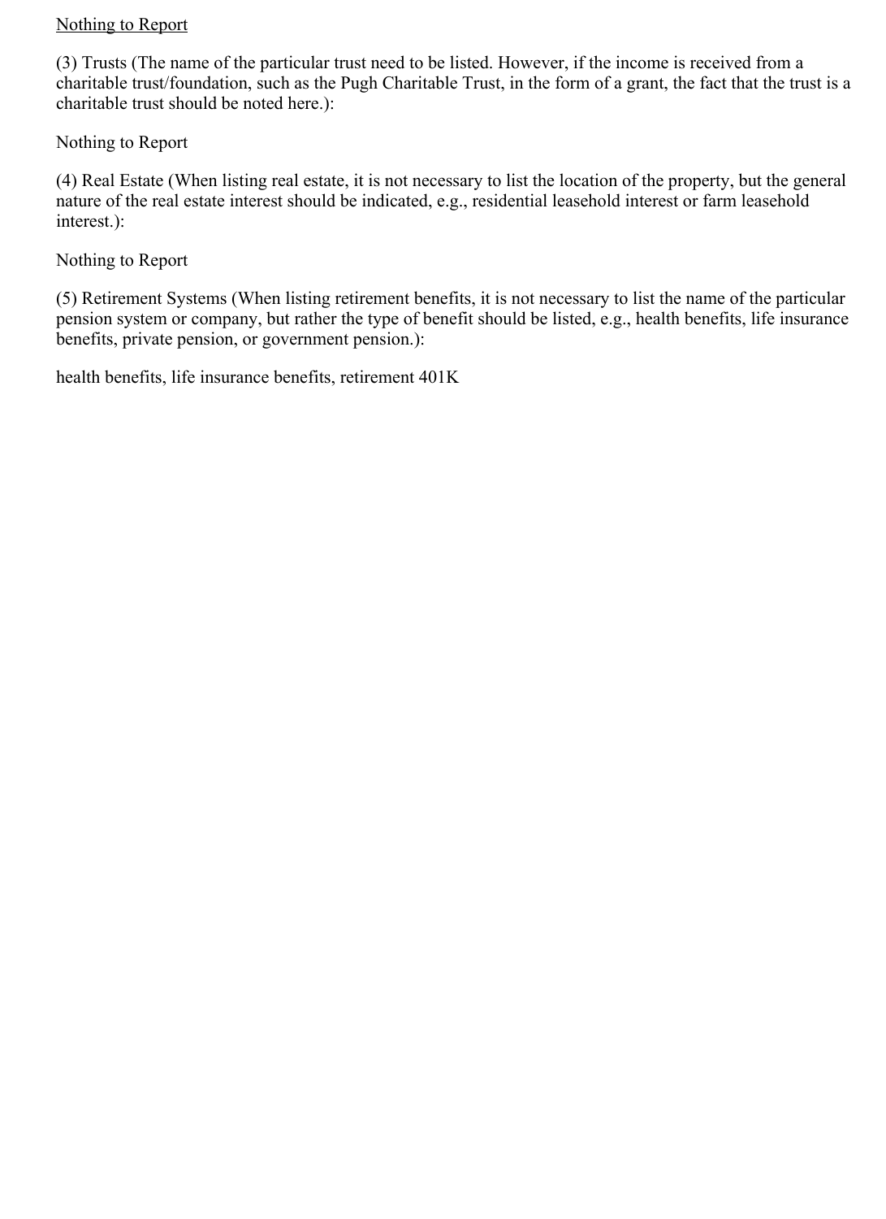<u>Nothing to Report</u>

(3) Trusts (The name of the particular trust need to be listed. However, if the income is received from a charitable trust/foundation, such as the Pugh Charitable Trust, in the form of a grant, the fact that the trust is a charitable trust should be noted here.):

Nothing to Report

(4) Real Estate (When listing real estate, it is not necessary to list the location of the property, but the general nature of the real estate interest should be indicated, e.g., residential leasehold interest or farm leasehold interest.):

Nothing to Report

(5) Retirement Systems (When listing retirement benefits, it is not necessary to list the name of the particular pension system or company, but rather the type of benefit should be listed, e.g., health benefits, life insurance benefits, private pension, or government pension.):

health benefits, life insurance benefits, retirement 401K